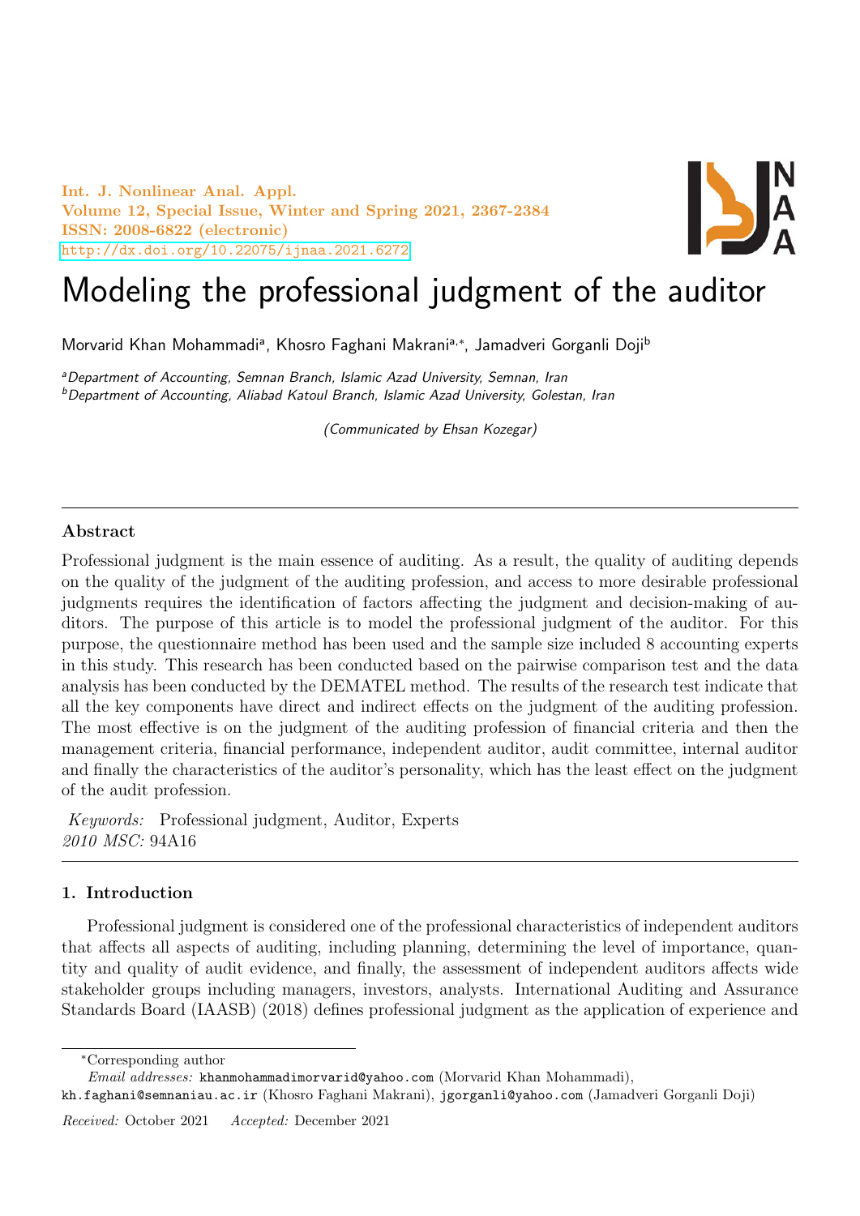# Modeling the professional judgment of the auditor

Morvarid Khan Mohammadi[a], Khosro Faghani Makrani[a,*], Jamadveri Gorganli Doji[b]

[a]*Department of Accounting, Semnan Branch, Islamic Azad University, Semnan, Iran*
[b]*Department of Accounting, Aliabad Katoul Branch, Islamic Azad University, Golestan, Iran*

*(Communicated by Ehsan Kozegar)*

---

## Abstract

Professional judgment is the main essence of auditing. As a result, the quality of auditing depends on the quality of the judgment of the auditing profession, and access to more desirable professional judgments requires the identification of factors affecting the judgment and decision-making of auditors. The purpose of this article is to model the professional judgment of the auditor. For this purpose, the questionnaire method has been used and the sample size included 8 accounting experts in this study. This research has been conducted based on the pairwise comparison test and the data analysis has been conducted by the DEMATEL method. The results of the research test indicate that all the key components have direct and indirect effects on the judgment of the auditing profession. The most effective is on the judgment of the auditing profession of financial criteria and then the management criteria, financial performance, independent auditor, audit committee, internal auditor and finally the characteristics of the auditor's personality, which has the least effect on the judgment of the audit profession.

*Keywords:* Professional judgment, Auditor, Experts
*2010 MSC:* 94A16

---

## 1. Introduction

Professional judgment is considered one of the professional characteristics of independent auditors that affects all aspects of auditing, including planning, determining the level of importance, quantity and quality of audit evidence, and finally, the assessment of independent auditors affects wide stakeholder groups including managers, investors, analysts. International Auditing and Assurance Standards Board (IAASB) (2018) defines professional judgment as the application of experience and

---

*Corresponding author

*Email addresses:* khanmohammadimorvarid@yahoo.com (Morvarid Khan Mohammadi), kh.faghani@semnaniau.ac.ir (Khosro Faghani Makrani), jgorganli@yahoo.com (Jamadveri Gorganli Doji)

*Received:* October 2021 *Accepted:* December 2021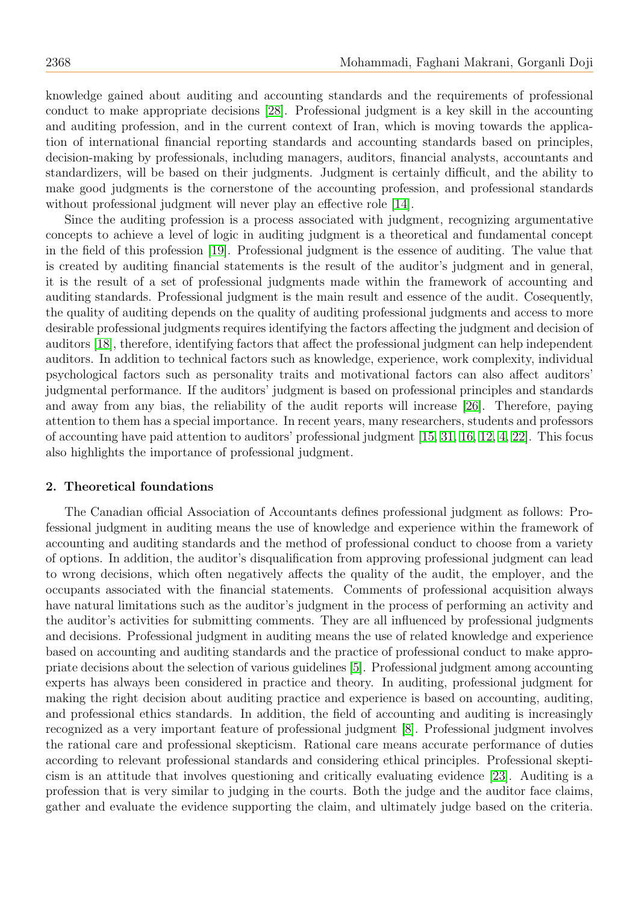knowledge gained about auditing and accounting standards and the requirements of professional conduct to make appropriate decisions [28]. Professional judgment is a key skill in the accounting and auditing profession, and in the current context of Iran, which is moving towards the application of international financial reporting standards and accounting standards based on principles, decision-making by professionals, including managers, auditors, financial analysts, accountants and standardizers, will be based on their judgments. Judgment is certainly difficult, and the ability to make good judgments is the cornerstone of the accounting profession, and professional standards without professional judgment will never play an effective role [14].

Since the auditing profession is a process associated with judgment, recognizing argumentative concepts to achieve a level of logic in auditing judgment is a theoretical and fundamental concept in the field of this profession [19]. Professional judgment is the essence of auditing. The value that is created by auditing financial statements is the result of the auditor's judgment and in general, it is the result of a set of professional judgments made within the framework of accounting and auditing standards. Professional judgment is the main result and essence of the audit. Cosequently, the quality of auditing depends on the quality of auditing professional judgments and access to more desirable professional judgments requires identifying the factors affecting the judgment and decision of auditors [18], therefore, identifying factors that affect the professional judgment can help independent auditors. In addition to technical factors such as knowledge, experience, work complexity, individual psychological factors such as personality traits and motivational factors can also affect auditors' judgmental performance. If the auditors' judgment is based on professional principles and standards and away from any bias, the reliability of the audit reports will increase [26]. Therefore, paying attention to them has a special importance. In recent years, many researchers, students and professors of accounting have paid attention to auditors' professional judgment [15, 31, 16, 12, 4, 22]. This focus also highlights the importance of professional judgment.

## 2. Theoretical foundations

The Canadian official Association of Accountants defines professional judgment as follows: Professional judgment in auditing means the use of knowledge and experience within the framework of accounting and auditing standards and the method of professional conduct to choose from a variety of options. In addition, the auditor's disqualification from approving professional judgment can lead to wrong decisions, which often negatively affects the quality of the audit, the employer, and the occupants associated with the financial statements. Comments of professional acquisition always have natural limitations such as the auditor's judgment in the process of performing an activity and the auditor's activities for submitting comments. They are all influenced by professional judgments and decisions. Professional judgment in auditing means the use of related knowledge and experience based on accounting and auditing standards and the practice of professional conduct to make appropriate decisions about the selection of various guidelines [5]. Professional judgment among accounting experts has always been considered in practice and theory. In auditing, professional judgment for making the right decision about auditing practice and experience is based on accounting, auditing, and professional ethics standards. In addition, the field of accounting and auditing is increasingly recognized as a very important feature of professional judgment [8]. Professional judgment involves the rational care and professional skepticism. Rational care means accurate performance of duties according to relevant professional standards and considering ethical principles. Professional skepticism is an attitude that involves questioning and critically evaluating evidence [23]. Auditing is a profession that is very similar to judging in the courts. Both the judge and the auditor face claims, gather and evaluate the evidence supporting the claim, and ultimately judge based on the criteria.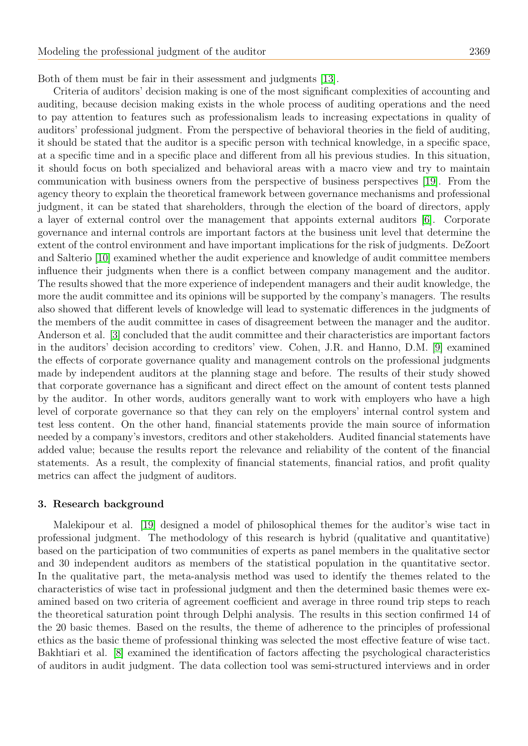Both of them must be fair in their assessment and judgments [13].

Criteria of auditors' decision making is one of the most significant complexities of accounting and auditing, because decision making exists in the whole process of auditing operations and the need to pay attention to features such as professionalism leads to increasing expectations in quality of auditors' professional judgment. From the perspective of behavioral theories in the field of auditing, it should be stated that the auditor is a specific person with technical knowledge, in a specific space, at a specific time and in a specific place and different from all his previous studies. In this situation, it should focus on both specialized and behavioral areas with a macro view and try to maintain communication with business owners from the perspective of business perspectives [19]. From the agency theory to explain the theoretical framework between governance mechanisms and professional judgment, it can be stated that shareholders, through the election of the board of directors, apply a layer of external control over the management that appoints external auditors [6]. Corporate governance and internal controls are important factors at the business unit level that determine the extent of the control environment and have important implications for the risk of judgments. DeZoort and Salterio [10] examined whether the audit experience and knowledge of audit committee members influence their judgments when there is a conflict between company management and the auditor. The results showed that the more experience of independent managers and their audit knowledge, the more the audit committee and its opinions will be supported by the company's managers. The results also showed that different levels of knowledge will lead to systematic differences in the judgments of the members of the audit committee in cases of disagreement between the manager and the auditor. Anderson et al. [3] concluded that the audit committee and their characteristics are important factors in the auditors' decision according to creditors' view. Cohen, J.R. and Hanno, D.M. [9] examined the effects of corporate governance quality and management controls on the professional judgments made by independent auditors at the planning stage and before. The results of their study showed that corporate governance has a significant and direct effect on the amount of content tests planned by the auditor. In other words, auditors generally want to work with employers who have a high level of corporate governance so that they can rely on the employers' internal control system and test less content. On the other hand, financial statements provide the main source of information needed by a company's investors, creditors and other stakeholders. Audited financial statements have added value; because the results report the relevance and reliability of the content of the financial statements. As a result, the complexity of financial statements, financial ratios, and profit quality metrics can affect the judgment of auditors.

### 3. Research background

Malekipour et al. [19] designed a model of philosophical themes for the auditor's wise tact in professional judgment. The methodology of this research is hybrid (qualitative and quantitative) based on the participation of two communities of experts as panel members in the qualitative sector and 30 independent auditors as members of the statistical population in the quantitative sector. In the qualitative part, the meta-analysis method was used to identify the themes related to the characteristics of wise tact in professional judgment and then the determined basic themes were examined based on two criteria of agreement coefficient and average in three round trip steps to reach the theoretical saturation point through Delphi analysis. The results in this section confirmed 14 of the 20 basic themes. Based on the results, the theme of adherence to the principles of professional ethics as the basic theme of professional thinking was selected the most effective feature of wise tact. Bakhtiari et al. [8] examined the identification of factors affecting the psychological characteristics of auditors in audit judgment. The data collection tool was semi-structured interviews and in order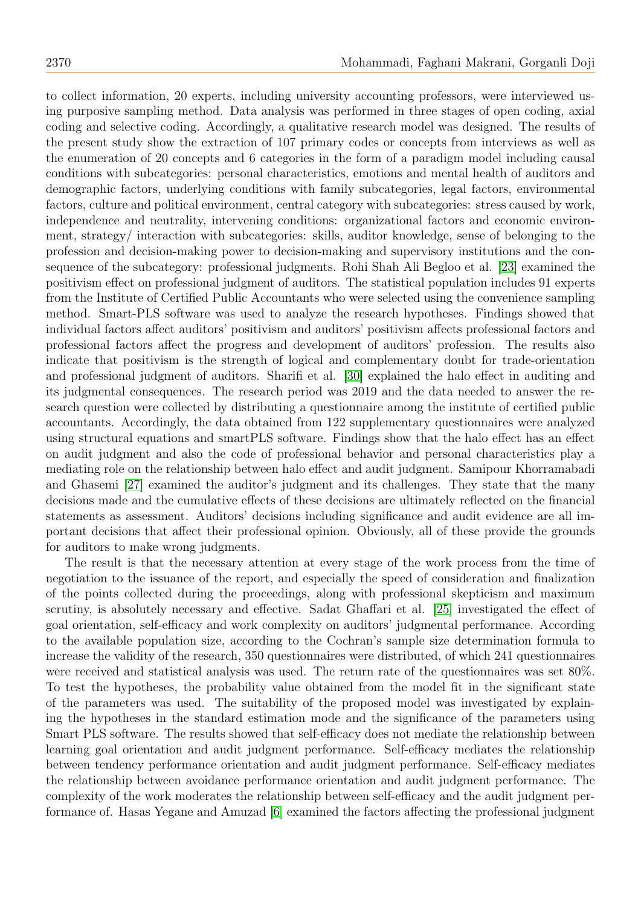to collect information, 20 experts, including university accounting professors, were interviewed using purposive sampling method. Data analysis was performed in three stages of open coding, axial coding and selective coding. Accordingly, a qualitative research model was designed. The results of the present study show the extraction of 107 primary codes or concepts from interviews as well as the enumeration of 20 concepts and 6 categories in the form of a paradigm model including causal conditions with subcategories: personal characteristics, emotions and mental health of auditors and demographic factors, underlying conditions with family subcategories, legal factors, environmental factors, culture and political environment, central category with subcategories: stress caused by work, independence and neutrality, intervening conditions: organizational factors and economic environment, strategy/ interaction with subcategories: skills, auditor knowledge, sense of belonging to the profession and decision-making power to decision-making and supervisory institutions and the consequence of the subcategory: professional judgments. Rohi Shah Ali Begloo et al. [23] examined the positivism effect on professional judgment of auditors. The statistical population includes 91 experts from the Institute of Certified Public Accountants who were selected using the convenience sampling method. Smart-PLS software was used to analyze the research hypotheses. Findings showed that individual factors affect auditors' positivism and auditors' positivism affects professional factors and professional factors affect the progress and development of auditors' profession. The results also indicate that positivism is the strength of logical and complementary doubt for trade-orientation and professional judgment of auditors. Sharifi et al. [30] explained the halo effect in auditing and its judgmental consequences. The research period was 2019 and the data needed to answer the research question were collected by distributing a questionnaire among the institute of certified public accountants. Accordingly, the data obtained from 122 supplementary questionnaires were analyzed using structural equations and smartPLS software. Findings show that the halo effect has an effect on audit judgment and also the code of professional behavior and personal characteristics play a mediating role on the relationship between halo effect and audit judgment. Samipour Khorramabadi and Ghasemi [27] examined the auditor's judgment and its challenges. They state that the many decisions made and the cumulative effects of these decisions are ultimately reflected on the financial statements as assessment. Auditors' decisions including significance and audit evidence are all important decisions that affect their professional opinion. Obviously, all of these provide the grounds for auditors to make wrong judgments.

The result is that the necessary attention at every stage of the work process from the time of negotiation to the issuance of the report, and especially the speed of consideration and finalization of the points collected during the proceedings, along with professional skepticism and maximum scrutiny, is absolutely necessary and effective. Sadat Ghaffari et al. [25] investigated the effect of goal orientation, self-efficacy and work complexity on auditors' judgmental performance. According to the available population size, according to the Cochran's sample size determination formula to increase the validity of the research, 350 questionnaires were distributed, of which 241 questionnaires were received and statistical analysis was used. The return rate of the questionnaires was set 80%. To test the hypotheses, the probability value obtained from the model fit in the significant state of the parameters was used. The suitability of the proposed model was investigated by explaining the hypotheses in the standard estimation mode and the significance of the parameters using Smart PLS software. The results showed that self-efficacy does not mediate the relationship between learning goal orientation and audit judgment performance. Self-efficacy mediates the relationship between tendency performance orientation and audit judgment performance. Self-efficacy mediates the relationship between avoidance performance orientation and audit judgment performance. The complexity of the work moderates the relationship between self-efficacy and the audit judgment performance of. Hasas Yegane and Amuzad [6] examined the factors affecting the professional judgment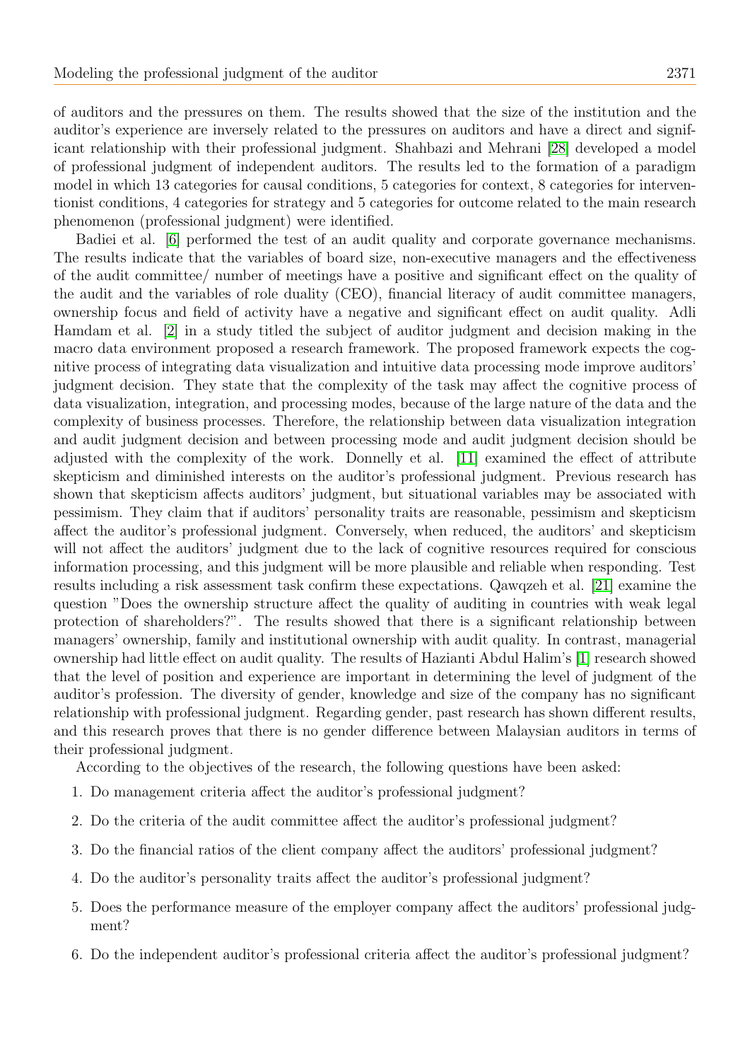of auditors and the pressures on them. The results showed that the size of the institution and the auditor's experience are inversely related to the pressures on auditors and have a direct and significant relationship with their professional judgment. Shahbazi and Mehrani [28] developed a model of professional judgment of independent auditors. The results led to the formation of a paradigm model in which 13 categories for causal conditions, 5 categories for context, 8 categories for interventionist conditions, 4 categories for strategy and 5 categories for outcome related to the main research phenomenon (professional judgment) were identified.

Badiei et al. [6] performed the test of an audit quality and corporate governance mechanisms. The results indicate that the variables of board size, non-executive managers and the effectiveness of the audit committee/ number of meetings have a positive and significant effect on the quality of the audit and the variables of role duality (CEO), financial literacy of audit committee managers, ownership focus and field of activity have a negative and significant effect on audit quality. Adli Hamdam et al. [2] in a study titled the subject of auditor judgment and decision making in the macro data environment proposed a research framework. The proposed framework expects the cognitive process of integrating data visualization and intuitive data processing mode improve auditors' judgment decision. They state that the complexity of the task may affect the cognitive process of data visualization, integration, and processing modes, because of the large nature of the data and the complexity of business processes. Therefore, the relationship between data visualization integration and audit judgment decision and between processing mode and audit judgment decision should be adjusted with the complexity of the work. Donnelly et al. [11] examined the effect of attribute skepticism and diminished interests on the auditor's professional judgment. Previous research has shown that skepticism affects auditors' judgment, but situational variables may be associated with pessimism. They claim that if auditors' personality traits are reasonable, pessimism and skepticism affect the auditor's professional judgment. Conversely, when reduced, the auditors' and skepticism will not affect the auditors' judgment due to the lack of cognitive resources required for conscious information processing, and this judgment will be more plausible and reliable when responding. Test results including a risk assessment task confirm these expectations. Qawqzeh et al. [21] examine the question "Does the ownership structure affect the quality of auditing in countries with weak legal protection of shareholders?". The results showed that there is a significant relationship between managers' ownership, family and institutional ownership with audit quality. In contrast, managerial ownership had little effect on audit quality. The results of Hazianti Abdul Halim's [1] research showed that the level of position and experience are important in determining the level of judgment of the auditor's profession. The diversity of gender, knowledge and size of the company has no significant relationship with professional judgment. Regarding gender, past research has shown different results, and this research proves that there is no gender difference between Malaysian auditors in terms of their professional judgment.

According to the objectives of the research, the following questions have been asked:

1. Do management criteria affect the auditor's professional judgment?
2. Do the criteria of the audit committee affect the auditor's professional judgment?
3. Do the financial ratios of the client company affect the auditors' professional judgment?
4. Do the auditor's personality traits affect the auditor's professional judgment?
5. Does the performance measure of the employer company affect the auditors' professional judgment?
6. Do the independent auditor's professional criteria affect the auditor's professional judgment?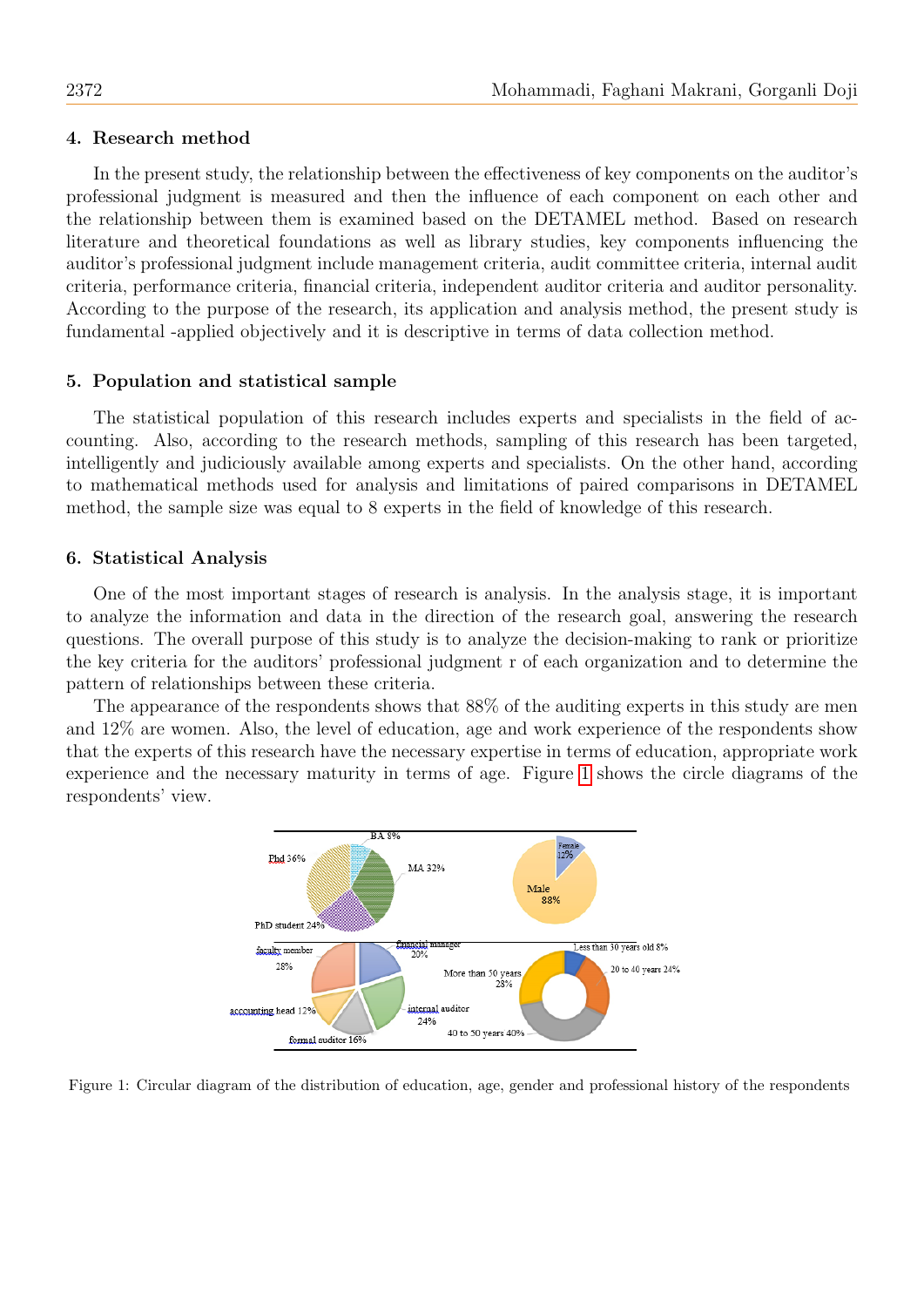## 4. Research method

In the present study, the relationship between the effectiveness of key components on the auditor's professional judgment is measured and then the influence of each component on each other and the relationship between them is examined based on the DETAMEL method. Based on research literature and theoretical foundations as well as library studies, key components influencing the auditor's professional judgment include management criteria, audit committee criteria, internal audit criteria, performance criteria, financial criteria, independent auditor criteria and auditor personality. According to the purpose of the research, its application and analysis method, the present study is fundamental -applied objectively and it is descriptive in terms of data collection method.

## 5. Population and statistical sample

The statistical population of this research includes experts and specialists in the field of accounting. Also, according to the research methods, sampling of this research has been targeted, intelligently and judiciously available among experts and specialists. On the other hand, according to mathematical methods used for analysis and limitations of paired comparisons in DETAMEL method, the sample size was equal to 8 experts in the field of knowledge of this research.

## 6. Statistical Analysis

One of the most important stages of research is analysis. In the analysis stage, it is important to analyze the information and data in the direction of the research goal, answering the research questions. The overall purpose of this study is to analyze the decision-making to rank or prioritize the key criteria for the auditors' professional judgment r of each organization and to determine the pattern of relationships between these criteria.

The appearance of the respondents shows that 88% of the auditing experts in this study are men and 12% are women. Also, the level of education, age and work experience of the respondents show that the experts of this research have the necessary expertise in terms of education, appropriate work experience and the necessary maturity in terms of age. Figure 1 shows the circle diagrams of the respondents' view.

Figure 1: Circular diagram of the distribution of education, age, gender and professional history of the respondents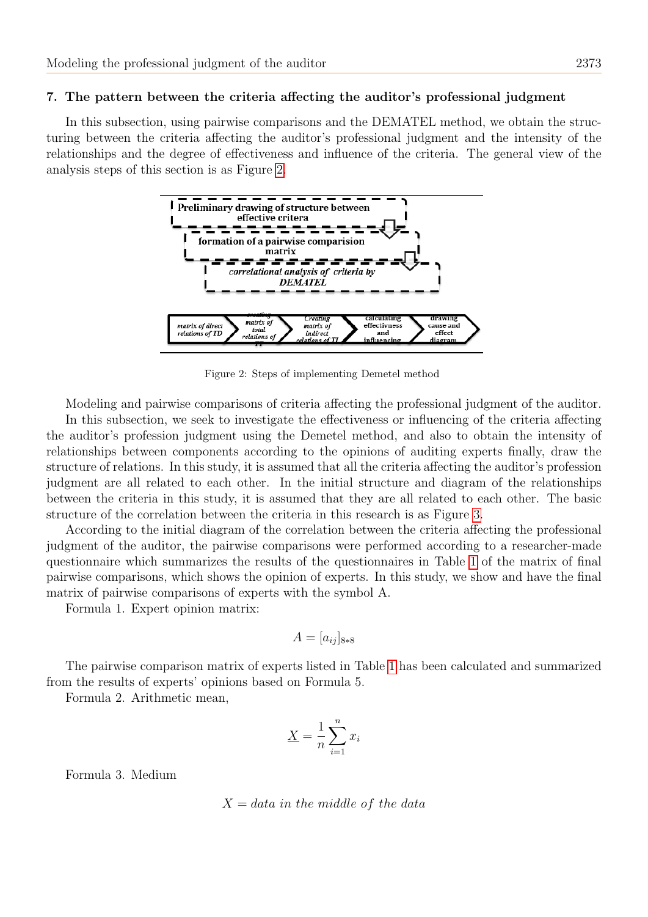## 7. The pattern between the criteria affecting the auditor's professional judgment

In this subsection, using pairwise comparisons and the DEMATEL method, we obtain the structuring between the criteria affecting the auditor's professional judgment and the intensity of the relationships and the degree of effectiveness and influence of the criteria. The general view of the analysis steps of this section is as Figure 2.

Figure 2: Steps of implementing Demetel method

Modeling and pairwise comparisons of criteria affecting the professional judgment of the auditor.

In this subsection, we seek to investigate the effectiveness or influencing of the criteria affecting the auditor's profession judgment using the Demetel method, and also to obtain the intensity of relationships between components according to the opinions of auditing experts finally, draw the structure of relations. In this study, it is assumed that all the criteria affecting the auditor's profession judgment are all related to each other. In the initial structure and diagram of the relationships between the criteria in this study, it is assumed that they are all related to each other. The basic structure of the correlation between the criteria in this research is as Figure 3.

According to the initial diagram of the correlation between the criteria affecting the professional judgment of the auditor, the pairwise comparisons were performed according to a researcher-made questionnaire which summarizes the results of the questionnaires in Table 1 of the matrix of final pairwise comparisons, which shows the opinion of experts. In this study, we show and have the final matrix of pairwise comparisons of experts with the symbol A.

Formula 1. Expert opinion matrix:

$$A = [a_{ij}]_{8*8}$$

The pairwise comparison matrix of experts listed in Table 1 has been calculated and summarized from the results of experts' opinions based on Formula 5.

Formula 2. Arithmetic mean,

$$\underline{X} = \frac{1}{n}\sum_{i=1}^{n} x_i$$

Formula 3. Medium

$$X = data\ in\ the\ middle\ of\ the\ data$$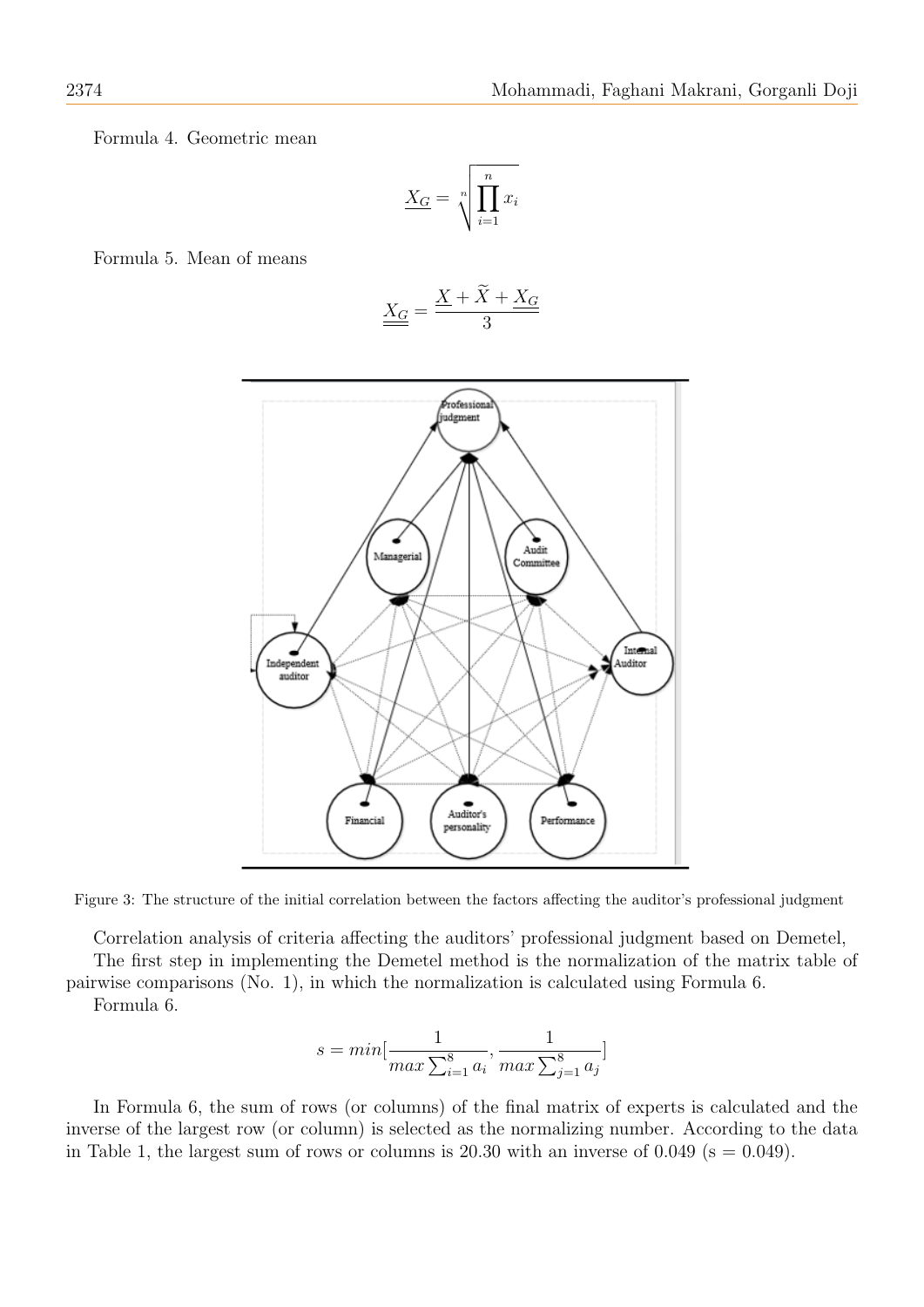Formula 4. Geometric mean

$$\underline{X_G} = \sqrt[n]{\prod_{i=1}^{n} x_i}$$

Formula 5. Mean of means

$$\underline{\underline{X_G}} = \frac{\underline{X} + \widetilde{X} + \underline{X_G}}{3}$$

Figure 3: The structure of the initial correlation between the factors affecting the auditor's professional judgment

Correlation analysis of criteria affecting the auditors' professional judgment based on Demetel,

The first step in implementing the Demetel method is the normalization of the matrix table of pairwise comparisons (No. 1), in which the normalization is calculated using Formula 6.

Formula 6.

$$s = min[\frac{1}{max \sum_{i=1}^{8} a_i}, \frac{1}{max \sum_{j=1}^{8} a_j}]$$

In Formula 6, the sum of rows (or columns) of the final matrix of experts is calculated and the inverse of the largest row (or column) is selected as the normalizing number. According to the data in Table 1, the largest sum of rows or columns is 20.30 with an inverse of 0.049 (s = 0.049).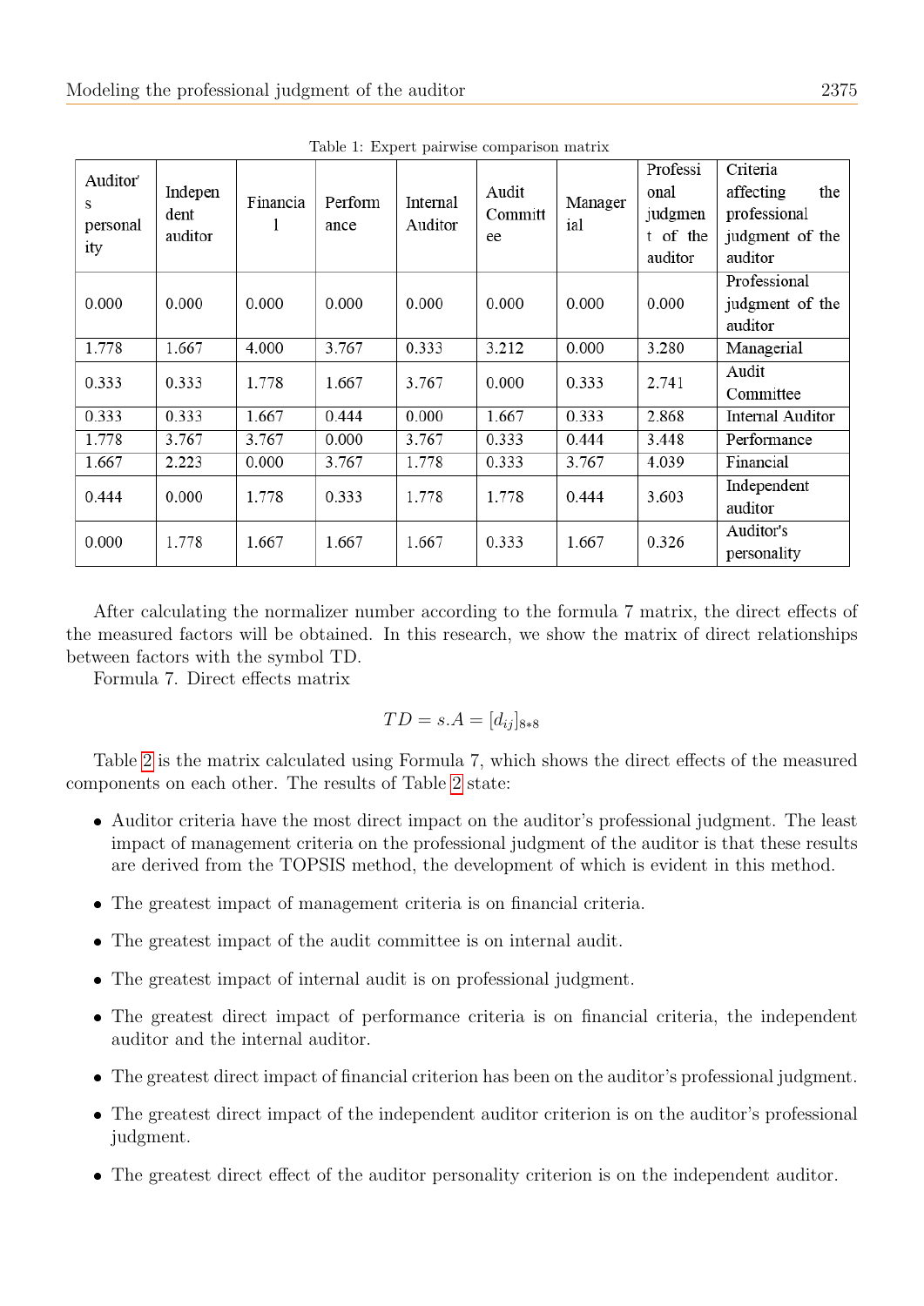Table 1: Expert pairwise comparison matrix

| Auditor's personality | Independent auditor | Financial | Performance | Internal Auditor | Audit Committee | Managerial | Professional judgment of the auditor | Criteria affecting the professional judgment of the auditor |
|---|---|---|---|---|---|---|---|---|
| 0.000 | 0.000 | 0.000 | 0.000 | 0.000 | 0.000 | 0.000 | 0.000 | Professional judgment of the auditor |
| 1.778 | 1.667 | 4.000 | 3.767 | 0.333 | 3.212 | 0.000 | 3.280 | Managerial |
| 0.333 | 0.333 | 1.778 | 1.667 | 3.767 | 0.000 | 0.333 | 2.741 | Audit Committee |
| 0.333 | 0.333 | 1.667 | 0.444 | 0.000 | 1.667 | 0.333 | 2.868 | Internal Auditor |
| 1.778 | 3.767 | 3.767 | 0.000 | 3.767 | 0.333 | 0.444 | 3.448 | Performance |
| 1.667 | 2.223 | 0.000 | 3.767 | 1.778 | 0.333 | 3.767 | 4.039 | Financial |
| 0.444 | 0.000 | 1.778 | 0.333 | 1.778 | 1.778 | 0.444 | 3.603 | Independent auditor |
| 0.000 | 1.778 | 1.667 | 1.667 | 1.667 | 0.333 | 1.667 | 0.326 | Auditor's personality |

After calculating the normalizer number according to the formula 7 matrix, the direct effects of the measured factors will be obtained. In this research, we show the matrix of direct relationships between factors with the symbol TD.

Formula 7. Direct effects matrix

$$TD = s.A = [d_{ij}]_{8*8}$$

Table 2 is the matrix calculated using Formula 7, which shows the direct effects of the measured components on each other. The results of Table 2 state:

- Auditor criteria have the most direct impact on the auditor's professional judgment. The least impact of management criteria on the professional judgment of the auditor is that these results are derived from the TOPSIS method, the development of which is evident in this method.
- The greatest impact of management criteria is on financial criteria.
- The greatest impact of the audit committee is on internal audit.
- The greatest impact of internal audit is on professional judgment.
- The greatest direct impact of performance criteria is on financial criteria, the independent auditor and the internal auditor.
- The greatest direct impact of financial criterion has been on the auditor's professional judgment.
- The greatest direct impact of the independent auditor criterion is on the auditor's professional judgment.
- The greatest direct effect of the auditor personality criterion is on the independent auditor.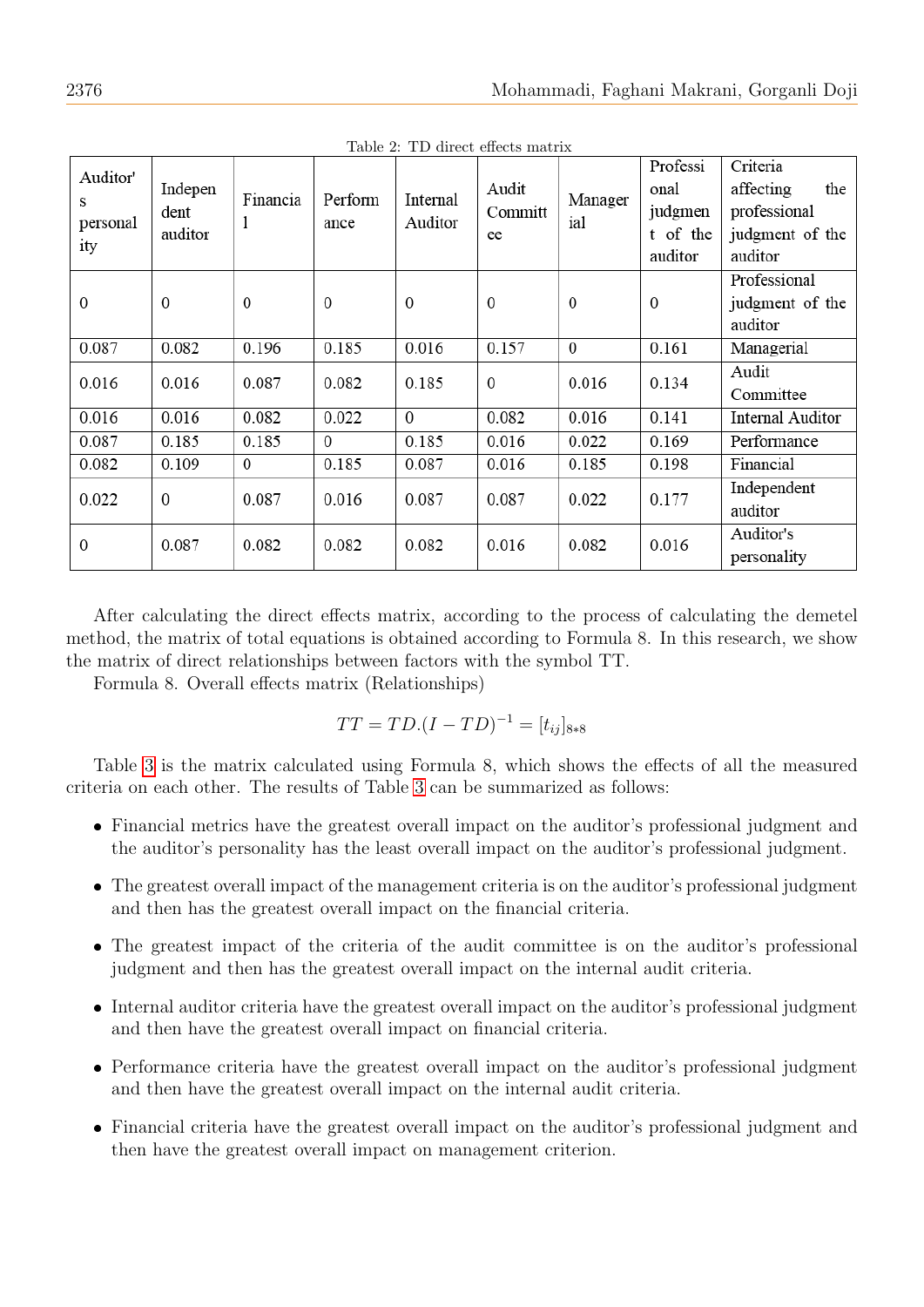Table 2: TD direct effects matrix

| Auditor's personality | Independent auditor | Financial | Performance | Internal Auditor | Audit Committee | Managerial | Professional judgment of the auditor | Criteria affecting the professional judgment of the auditor |
|---|---|---|---|---|---|---|---|---|
| 0 | 0 | 0 | 0 | 0 | 0 | 0 | 0 | Professional judgment of the auditor |
| 0.087 | 0.082 | 0.196 | 0.185 | 0.016 | 0.157 | 0 | 0.161 | Managerial |
| 0.016 | 0.016 | 0.087 | 0.082 | 0.185 | 0 | 0.016 | 0.134 | Audit Committee |
| 0.016 | 0.016 | 0.082 | 0.022 | 0 | 0.082 | 0.016 | 0.141 | Internal Auditor |
| 0.087 | 0.185 | 0.185 | 0 | 0.185 | 0.016 | 0.022 | 0.169 | Performance |
| 0.082 | 0.109 | 0 | 0.185 | 0.087 | 0.016 | 0.185 | 0.198 | Financial |
| 0.022 | 0 | 0.087 | 0.016 | 0.087 | 0.087 | 0.022 | 0.177 | Independent auditor |
| 0 | 0.087 | 0.082 | 0.082 | 0.082 | 0.016 | 0.082 | 0.016 | Auditor's personality |

After calculating the direct effects matrix, according to the process of calculating the demetel method, the matrix of total equations is obtained according to Formula 8. In this research, we show the matrix of direct relationships between factors with the symbol TT.

Formula 8. Overall effects matrix (Relationships)

$$TT = TD.(I - TD)^{-1} = [t_{ij}]_{8*8}$$

Table 3 is the matrix calculated using Formula 8, which shows the effects of all the measured criteria on each other. The results of Table 3 can be summarized as follows:

- Financial metrics have the greatest overall impact on the auditor's professional judgment and the auditor's personality has the least overall impact on the auditor's professional judgment.
- The greatest overall impact of the management criteria is on the auditor's professional judgment and then has the greatest overall impact on the financial criteria.
- The greatest impact of the criteria of the audit committee is on the auditor's professional judgment and then has the greatest overall impact on the internal audit criteria.
- Internal auditor criteria have the greatest overall impact on the auditor's professional judgment and then have the greatest overall impact on financial criteria.
- Performance criteria have the greatest overall impact on the auditor's professional judgment and then have the greatest overall impact on the internal audit criteria.
- Financial criteria have the greatest overall impact on the auditor's professional judgment and then have the greatest overall impact on management criterion.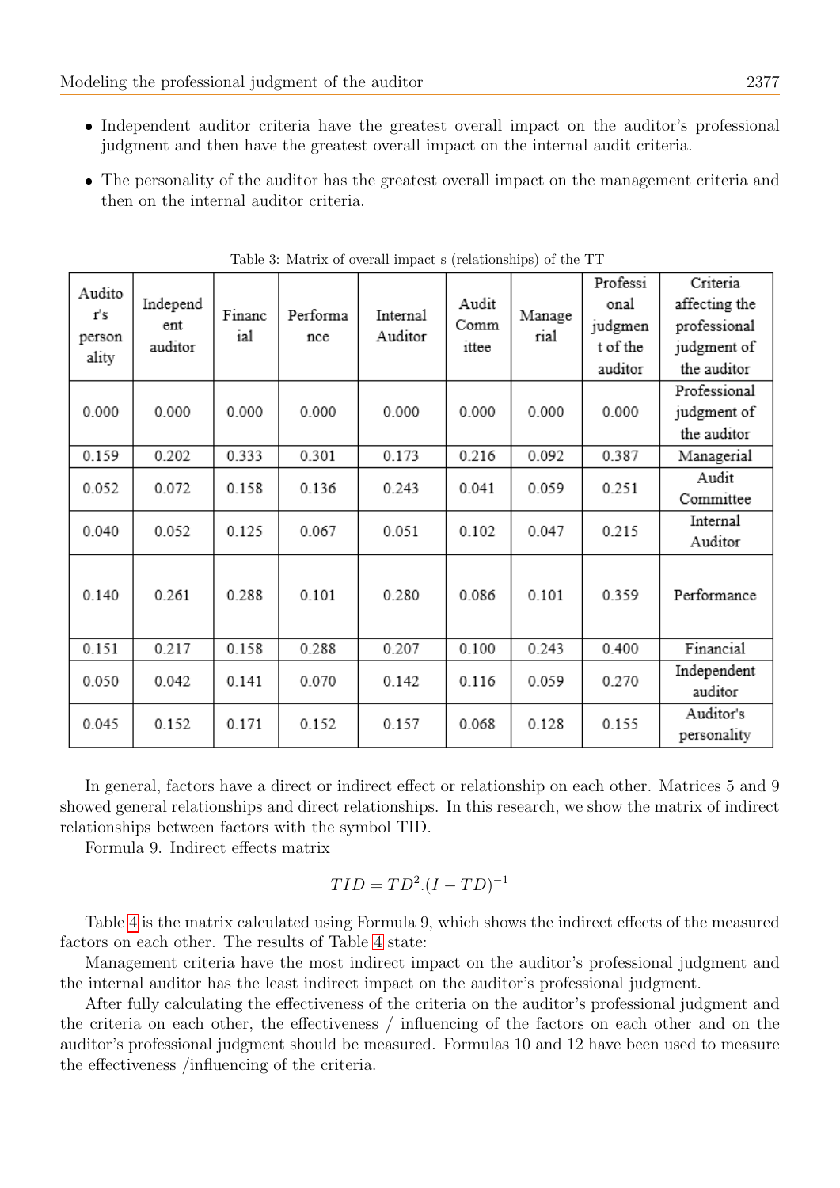- Independent auditor criteria have the greatest overall impact on the auditor's professional judgment and then have the greatest overall impact on the internal audit criteria.
- The personality of the auditor has the greatest overall impact on the management criteria and then on the internal auditor criteria.

Table 3: Matrix of overall impact s (relationships) of the TT

| Auditor's personality | Independent auditor | Financial | Performance | Internal Auditor | Audit Committee | Managerial | Professional judgment of the auditor | Criteria affecting the professional judgment of the auditor |
|---|---|---|---|---|---|---|---|---|
| 0.000 | 0.000 | 0.000 | 0.000 | 0.000 | 0.000 | 0.000 | 0.000 | Professional judgment of the auditor |
| 0.159 | 0.202 | 0.333 | 0.301 | 0.173 | 0.216 | 0.092 | 0.387 | Managerial |
| 0.052 | 0.072 | 0.158 | 0.136 | 0.243 | 0.041 | 0.059 | 0.251 | Audit Committee |
| 0.040 | 0.052 | 0.125 | 0.067 | 0.051 | 0.102 | 0.047 | 0.215 | Internal Auditor |
| 0.140 | 0.261 | 0.288 | 0.101 | 0.280 | 0.086 | 0.101 | 0.359 | Performance |
| 0.151 | 0.217 | 0.158 | 0.288 | 0.207 | 0.100 | 0.243 | 0.400 | Financial |
| 0.050 | 0.042 | 0.141 | 0.070 | 0.142 | 0.116 | 0.059 | 0.270 | Independent auditor |
| 0.045 | 0.152 | 0.171 | 0.152 | 0.157 | 0.068 | 0.128 | 0.155 | Auditor's personality |

In general, factors have a direct or indirect effect or relationship on each other. Matrices 5 and 9 showed general relationships and direct relationships. In this research, we show the matrix of indirect relationships between factors with the symbol TID.

Formula 9. Indirect effects matrix

$$TID = TD^2.(I - TD)^{-1}$$

Table 4 is the matrix calculated using Formula 9, which shows the indirect effects of the measured factors on each other. The results of Table 4 state:

Management criteria have the most indirect impact on the auditor's professional judgment and the internal auditor has the least indirect impact on the auditor's professional judgment.

After fully calculating the effectiveness of the criteria on the auditor's professional judgment and the criteria on each other, the effectiveness / influencing of the factors on each other and on the auditor's professional judgment should be measured. Formulas 10 and 12 have been used to measure the effectiveness /influencing of the criteria.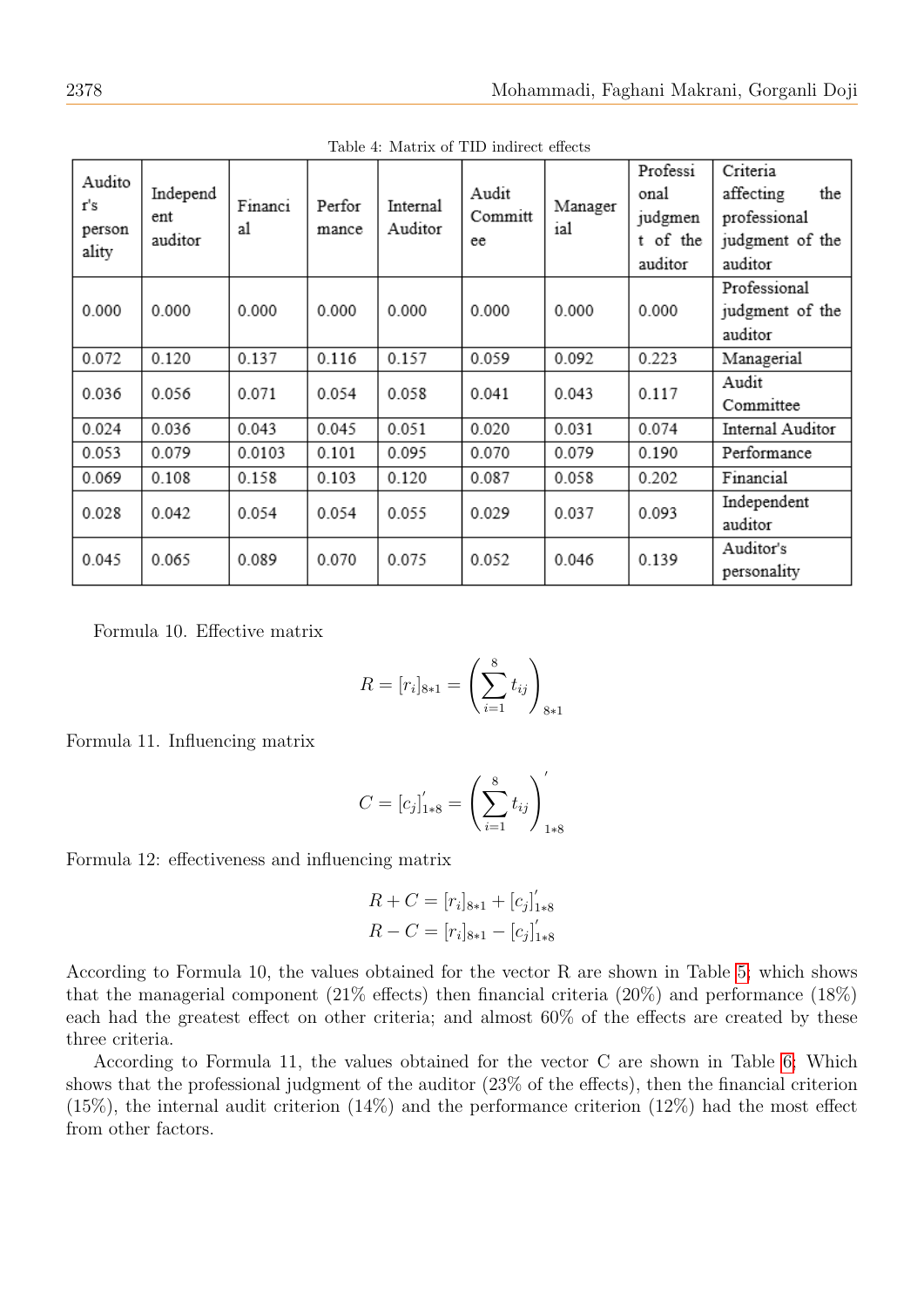Table 4: Matrix of TID indirect effects

| Auditor's personality | Independent auditor | Financial | Performance | Internal Auditor | Audit Committee | Managerial | Professional judgment of the auditor | Criteria affecting the professional judgment of the auditor |
|---|---|---|---|---|---|---|---|---|
| 0.000 | 0.000 | 0.000 | 0.000 | 0.000 | 0.000 | 0.000 | 0.000 | Professional judgment of the auditor |
| 0.072 | 0.120 | 0.137 | 0.116 | 0.157 | 0.059 | 0.092 | 0.223 | Managerial |
| 0.036 | 0.056 | 0.071 | 0.054 | 0.058 | 0.041 | 0.043 | 0.117 | Audit Committee |
| 0.024 | 0.036 | 0.043 | 0.045 | 0.051 | 0.020 | 0.031 | 0.074 | Internal Auditor |
| 0.053 | 0.079 | 0.0103 | 0.101 | 0.095 | 0.070 | 0.079 | 0.190 | Performance |
| 0.069 | 0.108 | 0.158 | 0.103 | 0.120 | 0.087 | 0.058 | 0.202 | Financial |
| 0.028 | 0.042 | 0.054 | 0.054 | 0.055 | 0.029 | 0.037 | 0.093 | Independent auditor |
| 0.045 | 0.065 | 0.089 | 0.070 | 0.075 | 0.052 | 0.046 | 0.139 | Auditor's personality |

Formula 10. Effective matrix

$$R = [r_i]_{8*1} = \left(\sum_{i=1}^{8} t_{ij}\right)_{8*1}$$

Formula 11. Influencing matrix

$$C = [c_j]'_{1*8} = \left(\sum_{i=1}^{8} t_{ij}\right)'_{1*8}$$

Formula 12: effectiveness and influencing matrix

$$R + C = [r_i]_{8*1} + [c_j]'_{1*8}$$
$$R - C = [r_i]_{8*1} - [c_j]'_{1*8}$$

According to Formula 10, the values obtained for the vector R are shown in Table 5; which shows that the managerial component (21% effects) then financial criteria (20%) and performance (18%) each had the greatest effect on other criteria; and almost 60% of the effects are created by these three criteria.

According to Formula 11, the values obtained for the vector C are shown in Table 6; Which shows that the professional judgment of the auditor (23% of the effects), then the financial criterion (15%), the internal audit criterion (14%) and the performance criterion (12%) had the most effect from other factors.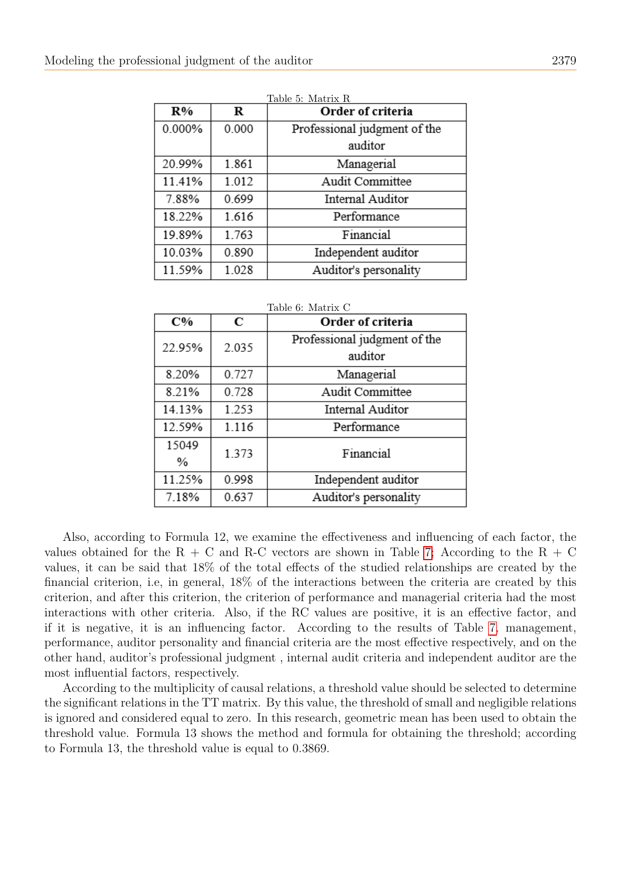Table 5: Matrix R

| R% | R | Order of criteria |
| --- | --- | --- |
| 0.000% | 0.000 | Professional judgment of the auditor |
| 20.99% | 1.861 | Managerial |
| 11.41% | 1.012 | Audit Committee |
| 7.88% | 0.699 | Internal Auditor |
| 18.22% | 1.616 | Performance |
| 19.89% | 1.763 | Financial |
| 10.03% | 0.890 | Independent auditor |
| 11.59% | 1.028 | Auditor's personality |

Table 6: Matrix C

| C% | C | Order of criteria |
| --- | --- | --- |
| 22.95% | 2.035 | Professional judgment of the auditor |
| 8.20% | 0.727 | Managerial |
| 8.21% | 0.728 | Audit Committee |
| 14.13% | 1.253 | Internal Auditor |
| 12.59% | 1.116 | Performance |
| 15049 % | 1.373 | Financial |
| 11.25% | 0.998 | Independent auditor |
| 7.18% | 0.637 | Auditor's personality |

Also, according to Formula 12, we examine the effectiveness and influencing of each factor, the values obtained for the R + C and R-C vectors are shown in Table 7. According to the R + C values, it can be said that 18% of the total effects of the studied relationships are created by the financial criterion, i.e, in general, 18% of the interactions between the criteria are created by this criterion, and after this criterion, the criterion of performance and managerial criteria had the most interactions with other criteria. Also, if the RC values are positive, it is an effective factor, and if it is negative, it is an influencing factor. According to the results of Table 7, management, performance, auditor personality and financial criteria are the most effective respectively, and on the other hand, auditor's professional judgment , internal audit criteria and independent auditor are the most influential factors, respectively.

According to the multiplicity of causal relations, a threshold value should be selected to determine the significant relations in the TT matrix. By this value, the threshold of small and negligible relations is ignored and considered equal to zero. In this research, geometric mean has been used to obtain the threshold value. Formula 13 shows the method and formula for obtaining the threshold; according to Formula 13, the threshold value is equal to 0.3869.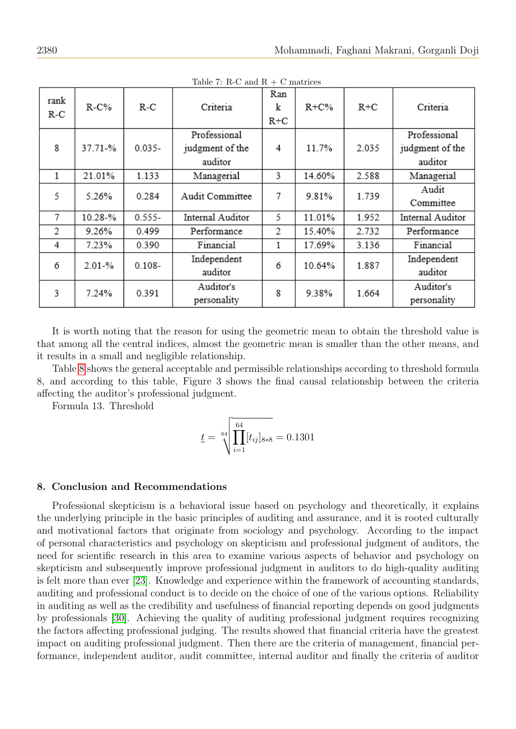Table 7: R-C and R + C matrices

| rank R-C | R-C% | R-C | Criteria | Rank R+C | R+C% | R+C | Criteria |
|---|---|---|---|---|---|---|---|
| 8 | 37.71-% | 0.035- | Professional judgment of the auditor | 4 | 11.7% | 2.035 | Professional judgment of the auditor |
| 1 | 21.01% | 1.133 | Managerial | 3 | 14.60% | 2.588 | Managerial |
| 5 | 5.26% | 0.284 | Audit Committee | 7 | 9.81% | 1.739 | Audit Committee |
| 7 | 10.28-% | 0.555- | Internal Auditor | 5 | 11.01% | 1.952 | Internal Auditor |
| 2 | 9.26% | 0.499 | Performance | 2 | 15.40% | 2.732 | Performance |
| 4 | 7.23% | 0.390 | Financial | 1 | 17.69% | 3.136 | Financial |
| 6 | 2.01-% | 0.108- | Independent auditor | 6 | 10.64% | 1.887 | Independent auditor |
| 3 | 7.24% | 0.391 | Auditor's personality | 8 | 9.38% | 1.664 | Auditor's personality |

It is worth noting that the reason for using the geometric mean to obtain the threshold value is that among all the central indices, almost the geometric mean is smaller than the other means, and it results in a small and negligible relationship.

Table 8 shows the general acceptable and permissible relationships according to threshold formula 8, and according to this table, Figure 3 shows the final causal relationship between the criteria affecting the auditor's professional judgment.

Formula 13. Threshold

$$\underline{t} = \sqrt[64]{\prod_{i=1}^{64} [t_{ij}]_{8*8}} = 0.1301$$

### 8. Conclusion and Recommendations

Professional skepticism is a behavioral issue based on psychology and theoretically, it explains the underlying principle in the basic principles of auditing and assurance, and it is rooted culturally and motivational factors that originate from sociology and psychology. According to the impact of personal characteristics and psychology on skepticism and professional judgment of auditors, the need for scientific research in this area to examine various aspects of behavior and psychology on skepticism and subsequently improve professional judgment in auditors to do high-quality auditing is felt more than ever [23]. Knowledge and experience within the framework of accounting standards, auditing and professional conduct is to decide on the choice of one of the various options. Reliability in auditing as well as the credibility and usefulness of financial reporting depends on good judgments by professionals [30]. Achieving the quality of auditing professional judgment requires recognizing the factors affecting professional judging. The results showed that financial criteria have the greatest impact on auditing professional judgment. Then there are the criteria of management, financial performance, independent auditor, audit committee, internal auditor and finally the criteria of auditor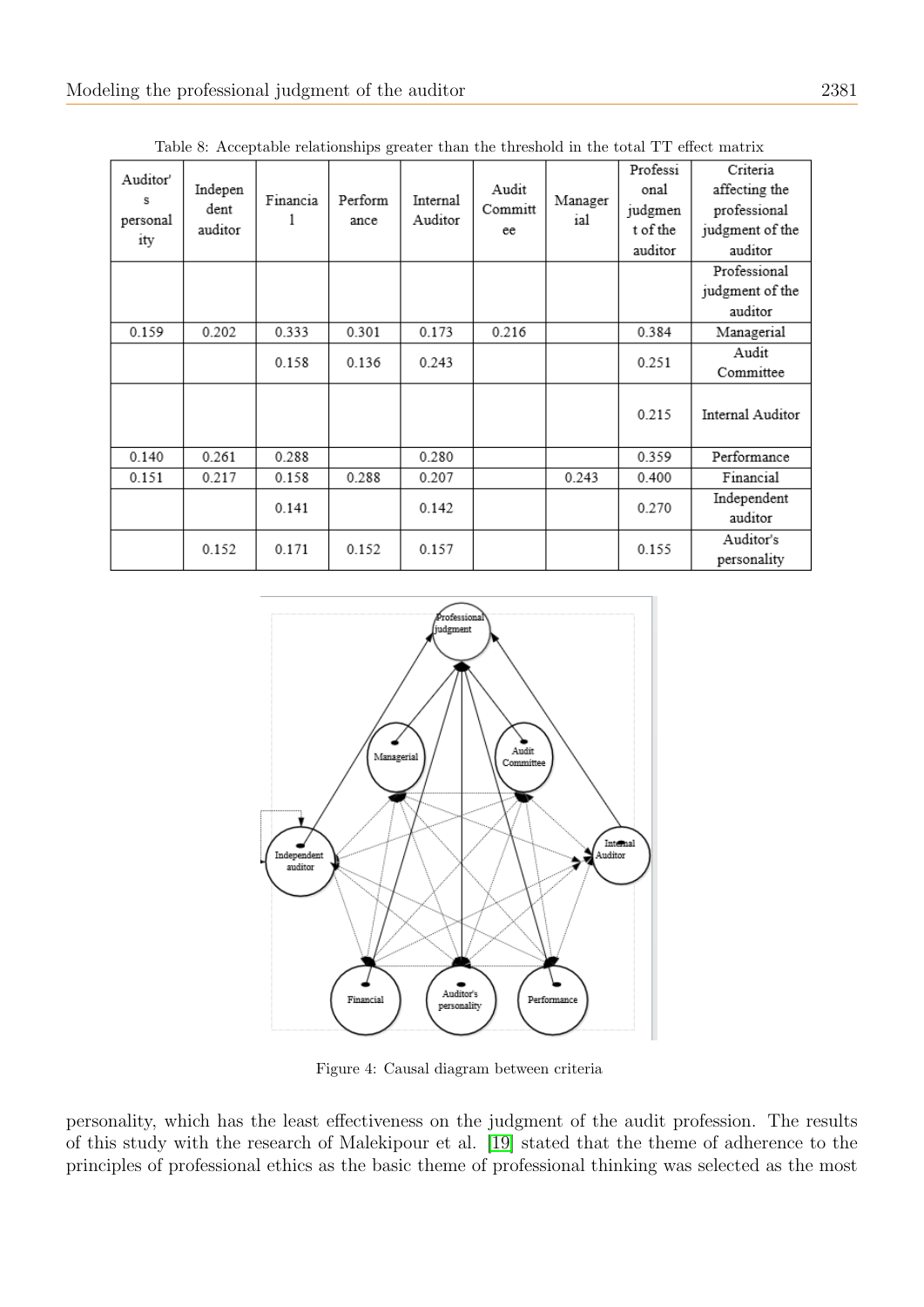Table 8: Acceptable relationships greater than the threshold in the total TT effect matrix

| Auditor's personality | Independent auditor | Financial | Performance | Internal Auditor | Audit Committee | Managerial | Professional judgment of the auditor | Criteria affecting the professional judgment of the auditor |
|---|---|---|---|---|---|---|---|---|
| | | | | | | | | Professional judgment of the auditor |
| 0.159 | 0.202 | 0.333 | 0.301 | 0.173 | 0.216 | | 0.384 | Managerial |
| | | 0.158 | 0.136 | 0.243 | | | 0.251 | Audit Committee |
| | | | | | | | 0.215 | Internal Auditor |
| 0.140 | 0.261 | 0.288 | | 0.280 | | | 0.359 | Performance |
| 0.151 | 0.217 | 0.158 | 0.288 | 0.207 | | 0.243 | 0.400 | Financial |
| | | 0.141 | | 0.142 | | | 0.270 | Independent auditor |
| | 0.152 | 0.171 | 0.152 | 0.157 | | | 0.155 | Auditor's personality |

Figure 4: Causal diagram between criteria

personality, which has the least effectiveness on the judgment of the audit profession. The results of this study with the research of Malekipour et al. [19] stated that the theme of adherence to the principles of professional ethics as the basic theme of professional thinking was selected as the most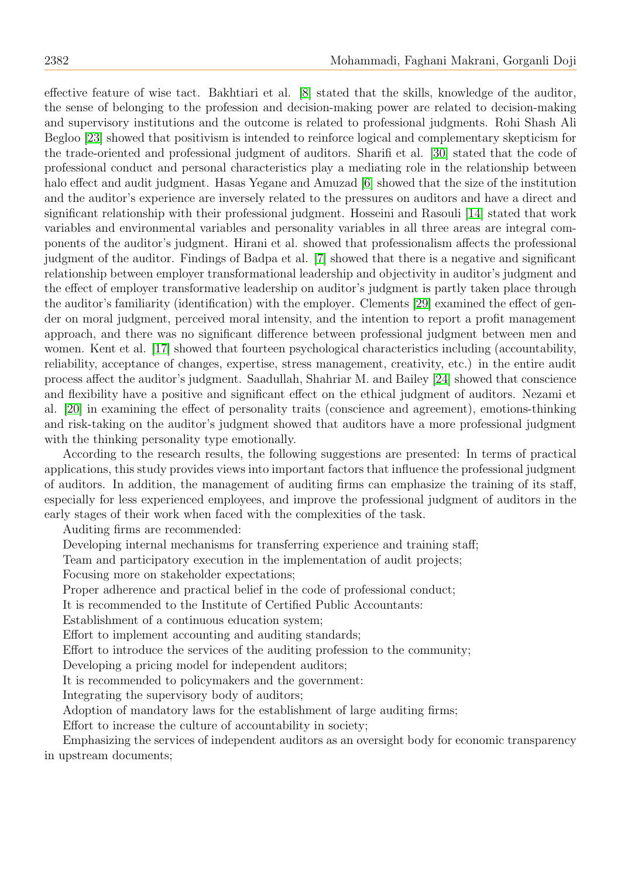effective feature of wise tact. Bakhtiari et al. [8] stated that the skills, knowledge of the auditor, the sense of belonging to the profession and decision-making power are related to decision-making and supervisory institutions and the outcome is related to professional judgments. Rohi Shash Ali Begloo [23] showed that positivism is intended to reinforce logical and complementary skepticism for the trade-oriented and professional judgment of auditors. Sharifi et al. [30] stated that the code of professional conduct and personal characteristics play a mediating role in the relationship between halo effect and audit judgment. Hasas Yegane and Amuzad [6] showed that the size of the institution and the auditor's experience are inversely related to the pressures on auditors and have a direct and significant relationship with their professional judgment. Hosseini and Rasouli [14] stated that work variables and environmental variables and personality variables in all three areas are integral components of the auditor's judgment. Hirani et al. showed that professionalism affects the professional judgment of the auditor. Findings of Badpa et al. [7] showed that there is a negative and significant relationship between employer transformational leadership and objectivity in auditor's judgment and the effect of employer transformative leadership on auditor's judgment is partly taken place through the auditor's familiarity (identification) with the employer. Clements [29] examined the effect of gender on moral judgment, perceived moral intensity, and the intention to report a profit management approach, and there was no significant difference between professional judgment between men and women. Kent et al. [17] showed that fourteen psychological characteristics including (accountability, reliability, acceptance of changes, expertise, stress management, creativity, etc.) in the entire audit process affect the auditor's judgment. Saadullah, Shahriar M. and Bailey [24] showed that conscience and flexibility have a positive and significant effect on the ethical judgment of auditors. Nezami et al. [20] in examining the effect of personality traits (conscience and agreement), emotions-thinking and risk-taking on the auditor's judgment showed that auditors have a more professional judgment with the thinking personality type emotionally.

According to the research results, the following suggestions are presented: In terms of practical applications, this study provides views into important factors that influence the professional judgment of auditors. In addition, the management of auditing firms can emphasize the training of its staff, especially for less experienced employees, and improve the professional judgment of auditors in the early stages of their work when faced with the complexities of the task.

Auditing firms are recommended:

Developing internal mechanisms for transferring experience and training staff;

Team and participatory execution in the implementation of audit projects;

Focusing more on stakeholder expectations;

Proper adherence and practical belief in the code of professional conduct;

It is recommended to the Institute of Certified Public Accountants:

Establishment of a continuous education system;

Effort to implement accounting and auditing standards;

Effort to introduce the services of the auditing profession to the community;

Developing a pricing model for independent auditors;

It is recommended to policymakers and the government:

Integrating the supervisory body of auditors;

Adoption of mandatory laws for the establishment of large auditing firms;

Effort to increase the culture of accountability in society;

Emphasizing the services of independent auditors as an oversight body for economic transparency in upstream documents;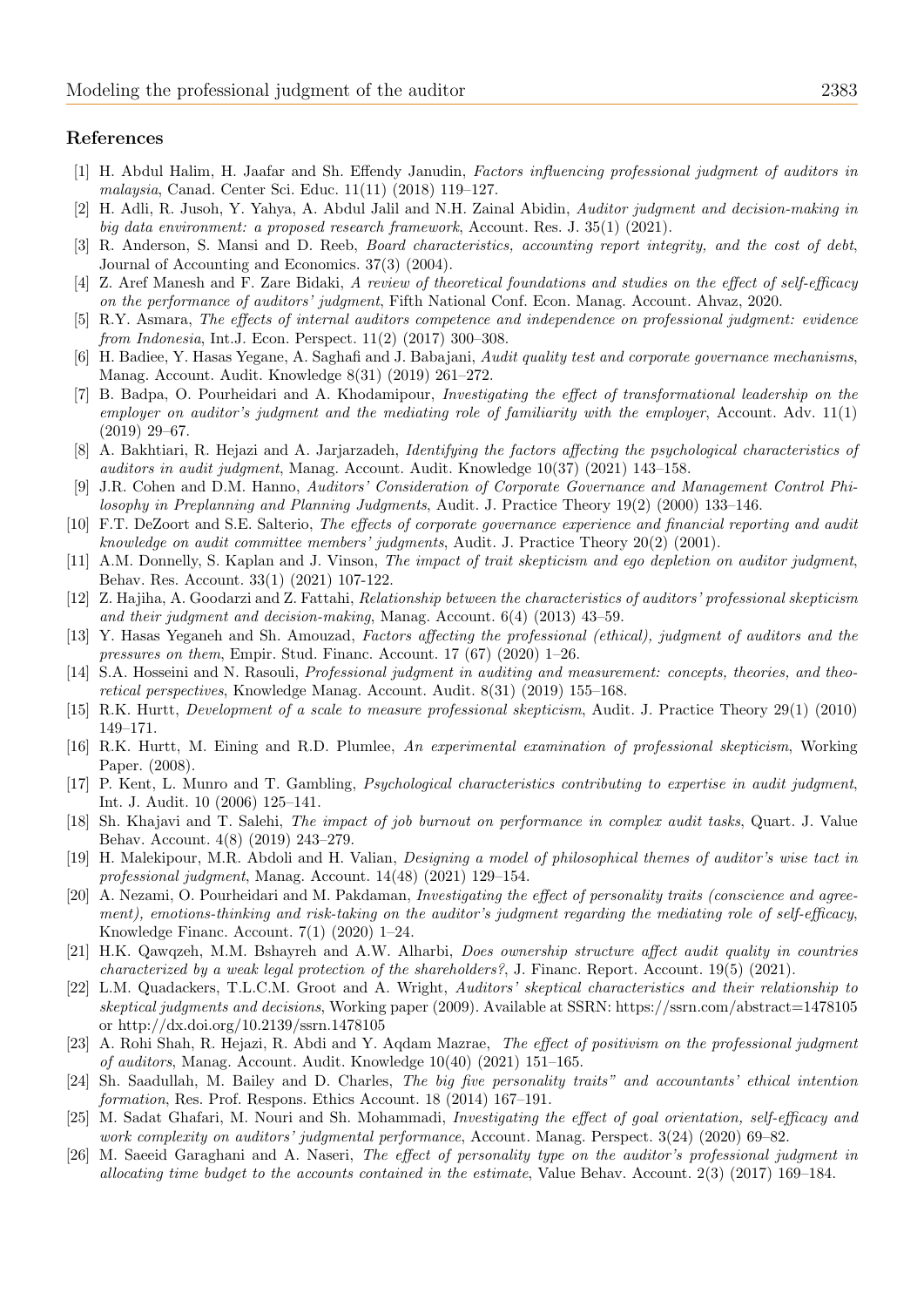## References

[1] H. Abdul Halim, H. Jaafar and Sh. Effendy Janudin, *Factors influencing professional judgment of auditors in malaysia*, Canad. Center Sci. Educ. 11(11) (2018) 119–127.

[2] H. Adli, R. Jusoh, Y. Yahya, A. Abdul Jalil and N.H. Zainal Abidin, *Auditor judgment and decision-making in big data environment: a proposed research framework*, Account. Res. J. 35(1) (2021).

[3] R. Anderson, S. Mansi and D. Reeb, *Board characteristics, accounting report integrity, and the cost of debt*, Journal of Accounting and Economics. 37(3) (2004).

[4] Z. Aref Manesh and F. Zare Bidaki, *A review of theoretical foundations and studies on the effect of self-efficacy on the performance of auditors' judgment*, Fifth National Conf. Econ. Manag. Account. Ahvaz, 2020.

[5] R.Y. Asmara, *The effects of internal auditors competence and independence on professional judgment: evidence from Indonesia*, Int.J. Econ. Perspect. 11(2) (2017) 300–308.

[6] H. Badiee, Y. Hasas Yegane, A. Saghafi and J. Babajani, *Audit quality test and corporate governance mechanisms*, Manag. Account. Audit. Knowledge 8(31) (2019) 261–272.

[7] B. Badpa, O. Pourheidari and A. Khodamipour, *Investigating the effect of transformational leadership on the employer on auditor's judgment and the mediating role of familiarity with the employer*, Account. Adv. 11(1) (2019) 29–67.

[8] A. Bakhtiari, R. Hejazi and A. Jarjarzadeh, *Identifying the factors affecting the psychological characteristics of auditors in audit judgment*, Manag. Account. Audit. Knowledge 10(37) (2021) 143–158.

[9] J.R. Cohen and D.M. Hanno, *Auditors' Consideration of Corporate Governance and Management Control Philosophy in Preplanning and Planning Judgments*, Audit. J. Practice Theory 19(2) (2000) 133–146.

[10] F.T. DeZoort and S.E. Salterio, *The effects of corporate governance experience and financial reporting and audit knowledge on audit committee members' judgments*, Audit. J. Practice Theory 20(2) (2001).

[11] A.M. Donnelly, S. Kaplan and J. Vinson, *The impact of trait skepticism and ego depletion on auditor judgment*, Behav. Res. Account. 33(1) (2021) 107-122.

[12] Z. Hajiha, A. Goodarzi and Z. Fattahi, *Relationship between the characteristics of auditors' professional skepticism and their judgment and decision-making*, Manag. Account. 6(4) (2013) 43–59.

[13] Y. Hasas Yeganeh and Sh. Amouzad, *Factors affecting the professional (ethical), judgment of auditors and the pressures on them*, Empir. Stud. Financ. Account. 17 (67) (2020) 1–26.

[14] S.A. Hosseini and N. Rasouli, *Professional judgment in auditing and measurement: concepts, theories, and theoretical perspectives*, Knowledge Manag. Account. Audit. 8(31) (2019) 155–168.

[15] R.K. Hurtt, *Development of a scale to measure professional skepticism*, Audit. J. Practice Theory 29(1) (2010) 149–171.

[16] R.K. Hurtt, M. Eining and R.D. Plumlee, *An experimental examination of professional skepticism*, Working Paper. (2008).

[17] P. Kent, L. Munro and T. Gambling, *Psychological characteristics contributing to expertise in audit judgment*, Int. J. Audit. 10 (2006) 125–141.

[18] Sh. Khajavi and T. Salehi, *The impact of job burnout on performance in complex audit tasks*, Quart. J. Value Behav. Account. 4(8) (2019) 243–279.

[19] H. Malekipour, M.R. Abdoli and H. Valian, *Designing a model of philosophical themes of auditor's wise tact in professional judgment*, Manag. Account. 14(48) (2021) 129–154.

[20] A. Nezami, O. Pourheidari and M. Pakdaman, *Investigating the effect of personality traits (conscience and agreement), emotions-thinking and risk-taking on the auditor's judgment regarding the mediating role of self-efficacy*, Knowledge Financ. Account. 7(1) (2020) 1–24.

[21] H.K. Qawqzeh, M.M. Bshayreh and A.W. Alharbi, *Does ownership structure affect audit quality in countries characterized by a weak legal protection of the shareholders?*, J. Financ. Report. Account. 19(5) (2021).

[22] L.M. Quadackers, T.L.C.M. Groot and A. Wright, *Auditors' skeptical characteristics and their relationship to skeptical judgments and decisions*, Working paper (2009). Available at SSRN: https://ssrn.com/abstract=1478105 or http://dx.doi.org/10.2139/ssrn.1478105

[23] A. Rohi Shah, R. Hejazi, R. Abdi and Y. Aqdam Mazrae, *The effect of positivism on the professional judgment of auditors*, Manag. Account. Audit. Knowledge 10(40) (2021) 151–165.

[24] Sh. Saadullah, M. Bailey and D. Charles, *The big five personality traits" and accountants' ethical intention formation*, Res. Prof. Respons. Ethics Account. 18 (2014) 167–191.

[25] M. Sadat Ghafari, M. Nouri and Sh. Mohammadi, *Investigating the effect of goal orientation, self-efficacy and work complexity on auditors' judgmental performance*, Account. Manag. Perspect. 3(24) (2020) 69–82.

[26] M. Saeeid Garaghani and A. Naseri, *The effect of personality type on the auditor's professional judgment in allocating time budget to the accounts contained in the estimate*, Value Behav. Account. 2(3) (2017) 169–184.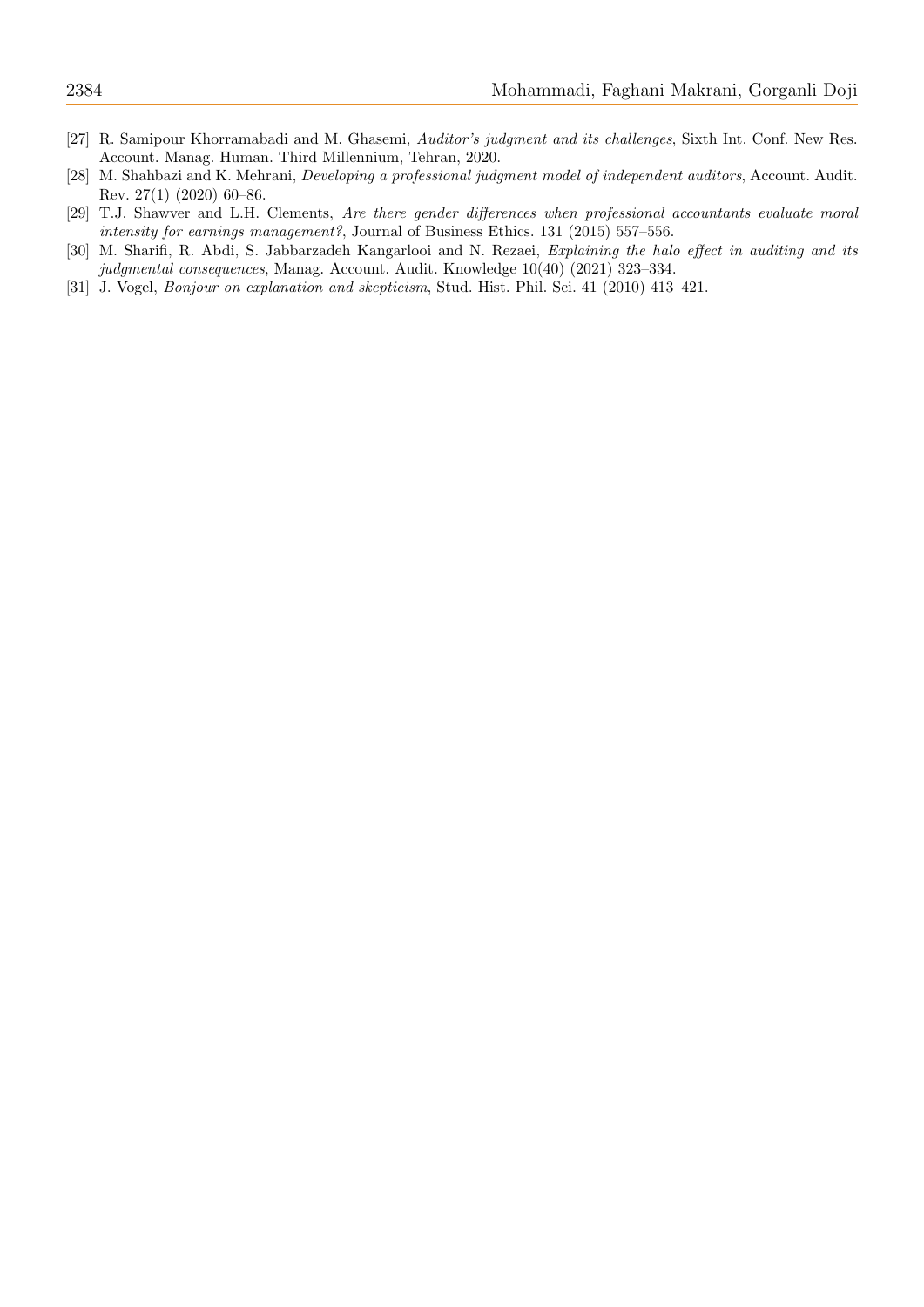[27] R. Samipour Khorramabadi and M. Ghasemi, *Auditor's judgment and its challenges*, Sixth Int. Conf. New Res. Account. Manag. Human. Third Millennium, Tehran, 2020.

[28] M. Shahbazi and K. Mehrani, *Developing a professional judgment model of independent auditors*, Account. Audit. Rev. 27(1) (2020) 60–86.

[29] T.J. Shawver and L.H. Clements, *Are there gender differences when professional accountants evaluate moral intensity for earnings management?*, Journal of Business Ethics. 131 (2015) 557–556.

[30] M. Sharifi, R. Abdi, S. Jabbarzadeh Kangarlooi and N. Rezaei, *Explaining the halo effect in auditing and its judgmental consequences*, Manag. Account. Audit. Knowledge 10(40) (2021) 323–334.

[31] J. Vogel, *Bonjour on explanation and skepticism*, Stud. Hist. Phil. Sci. 41 (2010) 413–421.